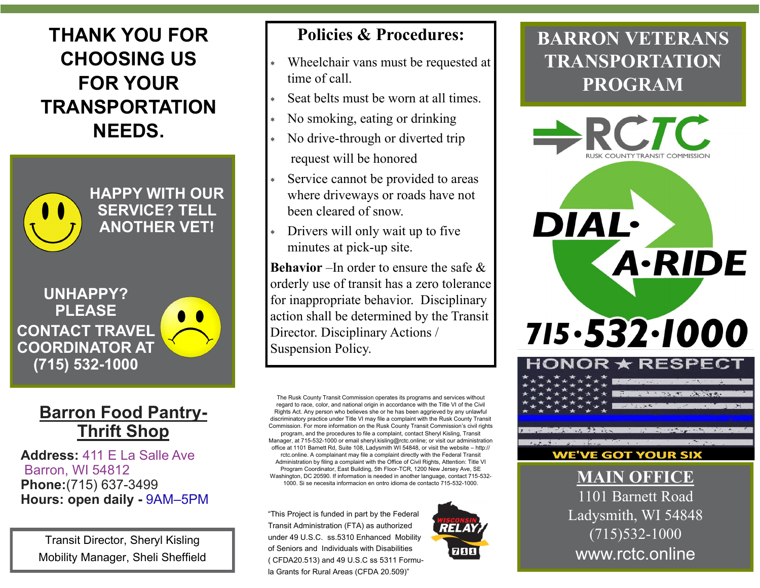# THANK YOU FOR CHOOSING US FOR YOUR TRANSPORTATION NEEDS.

**HAPPY WITH OUR SERVICE? TELL ANOTHER VET!**

**UNHAPPY? PLEASE CONTACT TRAVEL COORDINATOR AT (715) 532-1000**

## Barron Food Pantry-Thrift Shop

**Address:** 411 E La Salle Ave
Barron, WI 54812
**Phone:**(715) 637-3499
**Hours: open daily -** 9AM–5PM

Transit Director, Sheryl Kisling
Mobility Manager, Sheli Sheffield

## Policies & Procedures:

- Wheelchair vans must be requested at time of call.
- Seat belts must be worn at all times.
- No smoking, eating or drinking
- No drive-through or diverted trip request will be honored
- Service cannot be provided to areas where driveways or roads have not been cleared of snow.
- Drivers will only wait up to five minutes at pick-up site.

**Behavior** –In order to ensure the safe & orderly use of transit has a zero tolerance for inappropriate behavior. Disciplinary action shall be determined by the Transit Director. Disciplinary Actions / Suspension Policy.

The Rusk County Transit Commission operates its programs and services without regard to race, color, and national origin in accordance with the Title VI of the Civil Rights Act. Any person who believes she or he has been aggrieved by any unlawful discriminatory practice under Title VI may file a complaint with the Rusk County Transit Commission. For more information on the Rusk County Transit Commission's civil rights program, and the procedures to file a complaint, contact Sheryl Kisling, Transit Manager, at 715-532-1000 or email sheryl.kisling@rctc.online; or visit our administration office at 1101 Barnett Rd, Suite 108, Ladysmith WI 54848, or visit the website – http://rctc.online. A complainant may file a complaint directly with the Federal Transit Administration by filing a complaint with the Office of Civil Rights, Attention: Title VI Program Coordinator, East Building, 5th Floor-TCR, 1200 New Jersey Ave, SE Washington, DC 20590. If information is needed in another language, contact 715-532-1000. Si se necesita informacion en ontro idioma de contacto 715-532-1000.

"This Project is funded in part by the Federal Transit Administration (FTA) as authorized under 49 U.S.C. ss.5310 Enhanced Mobility of Seniors and Individuals with Disabilities ( CFDA20.513) and 49 U.S.C ss 5311 Formula Grants for Rural Areas (CFDA 20.509)"

WISCONSIN RELAY 711

# BARRON VETERANS TRANSPORTATION PROGRAM

RCTC
RUSK COUNTY TRANSIT COMMISSION

DIAL·A·RIDE
715·532·1000

HONOR ★ RESPECT
WE'VE GOT YOUR SIX

## MAIN OFFICE

1101 Barnett Road
Ladysmith, WI 54848
(715)532-1000
www.rctc.online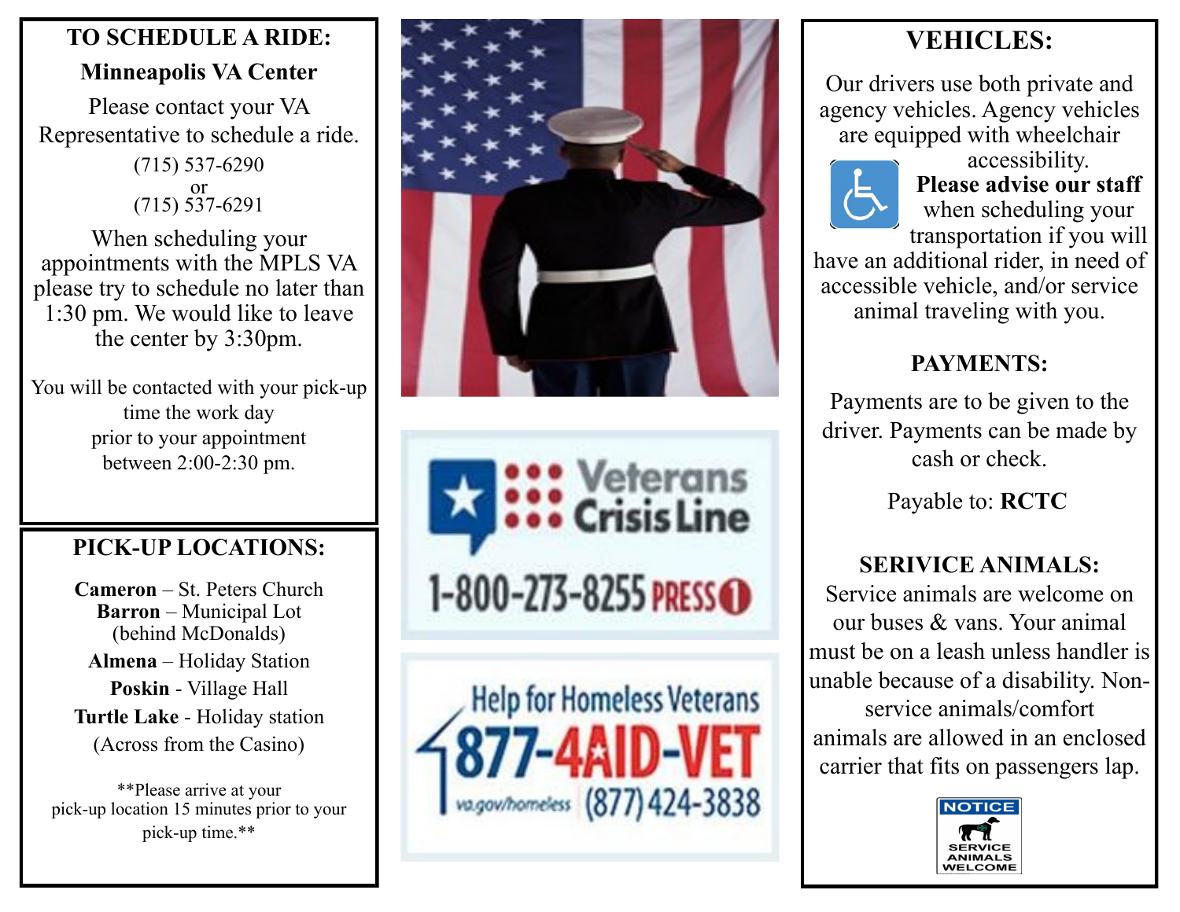## TO SCHEDULE A RIDE:

### Minneapolis VA Center

Please contact your VA Representative to schedule a ride.

(715) 537-6290
or
(715) 537-6291

When scheduling your appointments with the MPLS VA please try to schedule no later than 1:30 pm. We would like to leave the center by 3:30pm.

You will be contacted with your pick-up time the work day prior to your appointment between 2:00-2:30 pm.

## PICK-UP LOCATIONS:

**Cameron** – St. Peters Church
**Barron** – Municipal Lot (behind McDonalds)
**Almena** – Holiday Station
**Poskin** - Village Hall
**Turtle Lake** - Holiday station (Across from the Casino)

**Please arrive at your pick-up location 15 minutes prior to your pick-up time.**

Veterans Crisis Line
1-800-273-8255 PRESS 1

Help for Homeless Veterans
877-4AID-VET
va.gov/homeless (877) 424-3838

## VEHICLES:

Our drivers use both private and agency vehicles. Agency vehicles are equipped with wheelchair accessibility. **Please advise our staff** when scheduling your transportation if you will have an additional rider, in need of accessible vehicle, and/or service animal traveling with you.

## PAYMENTS:

Payments are to be given to the driver. Payments can be made by cash or check.

Payable to: **RCTC**

## SERIVICE ANIMALS:

Service animals are welcome on our buses & vans. Your animal must be on a leash unless handler is unable because of a disability. Non-service animals/comfort animals are allowed in an enclosed carrier that fits on passengers lap.

NOTICE
SERVICE ANIMALS WELCOME